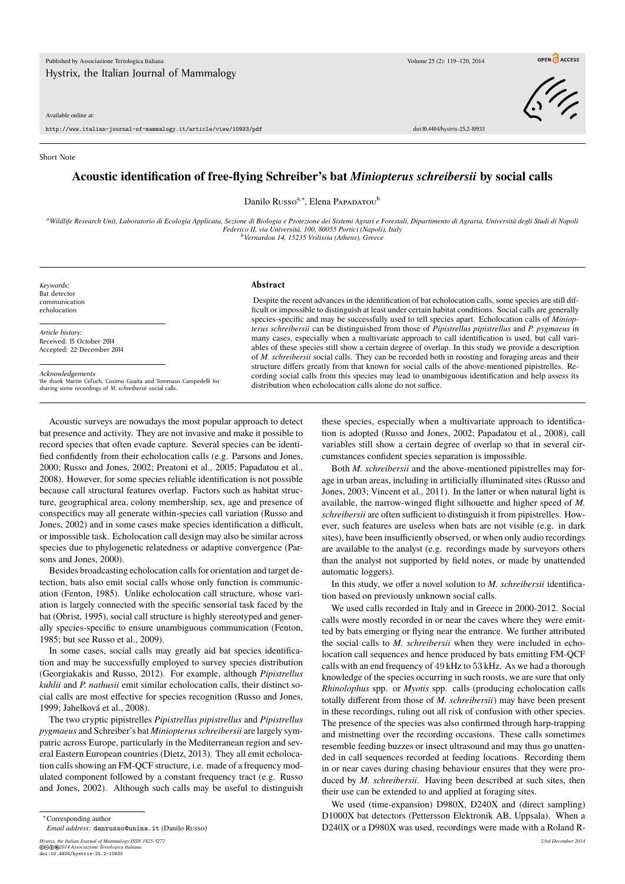Short Note

# Acoustic identification of free-flying Schreiber's bat *Miniopterus schreibersii* by social calls

Danilo Russo[a,*], Elena Papadatou[b]

[a]*Wildlife Research Unit, Laboratorio di Ecologia Applicata, Sezione di Biologia e Protezione dei Sistemi Agrari e Forestali, Dipartimento di Agraria, Università degli Studi di Napoli Federico II, via Università, 100, 80055 Portici (Napoli), Italy*
[b]*Vernardou 14, 15235 Vrilissia (Athens), Greece*

*Keywords:*
Bat detector
communication
echolocation

*Article history:*
Received: 15 October 2014
Accepted: 22 December 2014

*Acknowledgements*
We thank Martin Ceľuch, Cosimo Guaita and Tommaso Campedelli for sharing some recordings of *M. schreibersii* social calls.

## Abstract

Despite the recent advances in the identification of bat echolocation calls, some species are still difficult or impossible to distinguish at least under certain habitat conditions. Social calls are generally species-specific and may be successfully used to tell species apart. Echolocation calls of *Miniopterus schreibersii* can be distinguished from those of *Pipistrellus pipistrellus* and *P. pygmaeus* in many cases, especially when a multivariate approach to call identification is used, but call variables of these species still show a certain degree of overlap. In this study we provide a description of *M. schreibersii* social calls. They can be recorded both in roosting and foraging areas and their structure differs greatly from that known for social calls of the above-mentioned pipistrelles. Recording social calls from this species may lead to unambiguous identification and help assess its distribution when echolocation calls alone do not suffice.

Acoustic surveys are nowadays the most popular approach to detect bat presence and activity. They are not invasive and make it possible to record species that often evade capture. Several species can be identified confidently from their echolocation calls (e.g. Parsons and Jones, 2000; Russo and Jones, 2002; Preatoni et al., 2005; Papadatou et al., 2008). However, for some species reliable identification is not possible because call structural features overlap. Factors such as habitat structure, geographical area, colony membership, sex, age and presence of conspecifics may all generate within-species call variation (Russo and Jones, 2002) and in some cases make species identification a difficult, or impossible task. Echolocation call design may also be similar across species due to phylogenetic relatedness or adaptive convergence (Parsons and Jones, 2000).

Besides broadcasting echolocation calls for orientation and target detection, bats also emit social calls whose only function is communication (Fenton, 1985). Unlike echolocation call structure, whose variation is largely connected with the specific sensorial task faced by the bat (Obrist, 1995), social call structure is highly stereotyped and generally species-specific to ensure unambiguous communication (Fenton, 1985; but see Russo et al., 2009).

In some cases, social calls may greatly aid bat species identification and may be successfully employed to survey species distribution (Georgiakakis and Russo, 2012). For example, although *Pipistrellus kuhlii* and *P. nathusii* emit similar echolocation calls, their distinct social calls are most effective for species recognition (Russo and Jones, 1999; Jahelková et al., 2008).

The two cryptic pipistrelles *Pipistrellus pipistrellus* and *Pipistrellus pygmaeus* and Schreiber's bat *Miniopterus schreibersii* are largely sympatric across Europe, particularly in the Mediterranean region and several Eastern European countries (Dietz, 2013). They all emit echolocation calls showing an FM-QCF structure, i.e. made of a frequency modulated component followed by a constant frequency tract (e.g. Russo and Jones, 2002). Although such calls may be useful to distinguish these species, especially when a multivariate approach to identification is adopted (Russo and Jones, 2002; Papadatou et al., 2008), call variables still show a certain degree of overlap so that in several circumstances confident species separation is impossible.

Both *M. schreibersii* and the above-mentioned pipistrelles may forage in urban areas, including in artificially illuminated sites (Russo and Jones, 2003; Vincent et al., 2011). In the latter or when natural light is available, the narrow-winged flight silhouette and higher speed of *M. schreibersii* are often sufficient to distinguish it from pipistrelles. However, such features are useless when bats are not visible (e.g. in dark sites), have been insufficiently observed, or when only audio recordings are available to the analyst (e.g. recordings made by surveyors others than the analyst not supported by field notes, or made by unattended automatic loggers).

In this study, we offer a novel solution to *M. schreibersii* identification based on previously unknown social calls.

We used calls recorded in Italy and in Greece in 2000-2012. Social calls were mostly recorded in or near the caves where they were emitted by bats emerging or flying near the entrance. We further attributed the social calls to *M. schreibersii* when they were included in echolocation call sequences and hence produced by bats emitting FM-QCF calls with an end frequency of 49 kHz to 53 kHz. As we had a thorough knowledge of the species occurring in such roosts, we are sure that only *Rhinolophus* spp. or *Myotis* spp. calls (producing echolocation calls totally different from those of *M. schreibersii*) may have been present in these recordings, ruling out all risk of confusion with other species. The presence of the species was also confirmed through harp-trapping and mistnetting over the recording occasions. These calls sometimes resemble feeding buzzes or insect ultrasound and may thus go unattended in call sequences recorded at feeding locations. Recording them in or near caves during chasing behaviour ensures that they were produced by *M. schreibersii*. Having been described at such sites, then their use can be extended to and applied at foraging sites.

We used (time-expansion) D980X, D240X and (direct sampling) D1000X bat detectors (Pettersson Elektronik AB, Uppsala). When a D240X or a D980X was used, recordings were made with a Roland R-

*Corresponding author
*Email address:* danrusso@unina.it (Danilo Russo)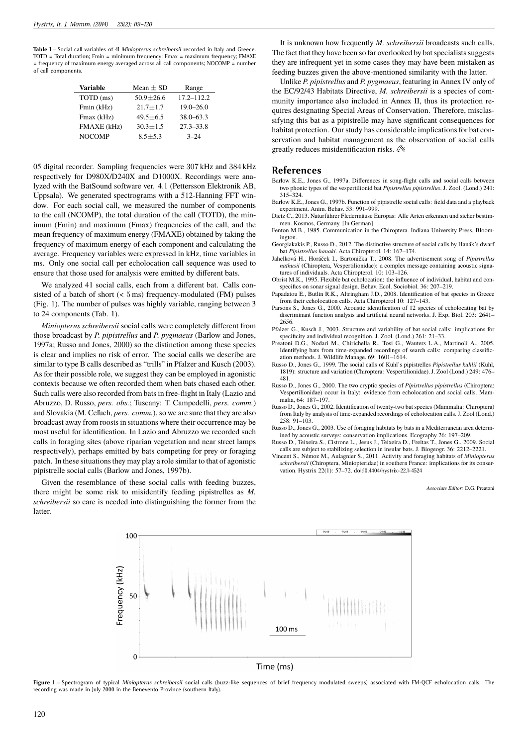**Table 1** – Social call variables of 41 *Miniopterus schreibersii* recorded in Italy and Greece. TOTD = Total duration; Fmin = minimum frequency; Fmax = maximum frequency; FMAXE = frequency of maximum energy averaged across all call components; NOCOMP = number of call components.

| Variable | Mean ± SD | Range |
|---|---|---|
| TOTD (ms) | 50.9±26.6 | 17.2–112.2 |
| Fmin (kHz) | 21.7±1.7 | 19.0–26.0 |
| Fmax (kHz) | 49.5±6.5 | 38.0–63.3 |
| FMAXE (kHz) | 30.3±1.5 | 27.3–33.8 |
| NOCOMP | 8.5±5.3 | 3–24 |

05 digital recorder. Sampling frequencies were 307 kHz and 384 kHz respectively for D980X/D240X and D1000X. Recordings were analyzed with the BatSound software ver. 4.1 (Pettersson Elektronik AB, Uppsala). We generated spectrograms with a 512-Hanning FFT window. For each social call, we measured the number of components to the call (NCOMP), the total duration of the call (TOTD), the minimum (Fmin) and maximum (Fmax) frequencies of the call, and the mean frequency of maximum energy (FMAXE) obtained by taking the frequency of maximum energy of each component and calculating the average. Frequency variables were expressed in kHz, time variables in ms. Only one social call per echolocation call sequence was used to ensure that those used for analysis were emitted by different bats.

We analyzed 41 social calls, each from a different bat. Calls consisted of a batch of short (< 5 ms) frequency-modulated (FM) pulses (Fig. 1). The number of pulses was highly variable, ranging between 3 to 24 components (Tab. 1).

*Miniopterus schreibersii* social calls were completely different from those broadcast by *P. pipistrellus* and *P. pygmaeus* (Barlow and Jones, 1997a; Russo and Jones, 2000) so the distinction among these species is clear and implies no risk of error. The social calls we describe are similar to type B calls described as "trills" in Pfalzer and Kusch (2003). As for their possible role, we suggest they can be employed in agonistic contexts because we often recorded them when bats chased each other. Such calls were also recorded from bats in free-flight in Italy (Lazio and Abruzzo, D. Russo, *pers. obs.*; Tuscany: T. Campedelli, *pers. comm.*) and Slovakia (M. Ceľuch, *pers. comm.*), so we are sure that they are also broadcast away from roosts in situations where their occurrence may be most useful for identification. In Lazio and Abruzzo we recorded such calls in foraging sites (above riparian vegetation and near street lamps respectively), perhaps emitted by bats competing for prey or foraging patch. In these situations they may play a role similar to that of agonistic pipistrelle social calls (Barlow and Jones, 1997b).

Given the resemblance of these social calls with feeding buzzes, there might be some risk to misidentify feeding pipistrelles as *M. schreibersii* so care is needed into distinguishing the former from the latter.

It is unknown how frequently *M. schreibersii* broadcasts such calls. The fact that they have been so far overlooked by bat specialists suggests they are infrequent yet in some cases they may have been mistaken as feeding buzzes given the above-mentioned similarity with the latter.

Unlike *P. pipistrellus* and *P. pygmaeus*, featuring in Annex IV only of the EC/92/43 Habitats Directive, *M. schreibersii* is a species of community importance also included in Annex II, thus its protection requires designating Special Areas of Conservation. Therefore, misclassifying this bat as a pipistrelle may have significant consequences for habitat protection. Our study has considerable implications for bat conservation and habitat management as the observation of social calls greatly reduces misidentification risks.

## References

Barlow K.E., Jones G., 1997a. Differences in song-flight calls and social calls between two phonic types of the vespertilionid bat *Pipistrellus pipistrellus*. J. Zool. (Lond.) 241: 315–324.

Barlow K.E., Jones G., 1997b. Function of pipistrelle social calls: field data and a playback experiment. Anim. Behav. 53: 991–999.

Dietz C., 2013. Naturführer Fledermäuse Europas: Alle Arten erkennen und sicher bestimmen. Kosmos, Germany. [In German]

Fenton M.B., 1985. Communication in the Chiroptera. Indiana University Press, Bloomington.

Georgiakakis P., Russo D., 2012. The distinctive structure of social calls by Hanák's dwarf bat *Pipistrellus hanaki*. Acta Chiropterol. 14: 167–174.

Jahelková H., Horáček I., Bartonička T., 2008. The advertisement song of *Pipistrellus nathusii* (Chiroptera, Vespertilionidae): a complex message containing acoustic signatures of individuals. Acta Chiropterol. 10: 103–126.

Obrist M.K., 1995. Flexible bat echolocation: the influence of individual, habitat and conspecifics on sonar signal design. Behav. Ecol. Sociobiol. 36: 207–219.

Papadatou E., Butlin R.K., Altringham J.D., 2008. Identification of bat species in Greece from their echolocation calls. Acta Chiropterol 10: 127–143.

Parsons S., Jones G., 2000. Acoustic identification of 12 species of echolocating bat by discriminant function analysis and artificial neural networks. J. Exp. Biol. 203: 2641–2656.

Pfalzer G., Kusch J., 2003. Structure and variability of bat social calls: implications for specificity and individual recognition. J. Zool. (Lond.) 261: 21–33.

Preatoni D.G., Nodari M., Chirichella R., Tosi G., Wauters L.A., Martinoli A., 2005. Identifying bats from time-expanded recordings of search calls: comparing classification methods. J. Wildlife Manage. 69: 1601–1614.

Russo D., Jones G., 1999. The social calls of Kuhl's pipistrelles *Pipistrellus kuhlii* (Kuhl, 1819): structure and variation (Chiroptera: Vespertilionidae). J. Zool (Lond.) 249: 476–481.

Russo D., Jones G., 2000. The two cryptic species of *Pipistrellus pipistrellus* (Chiroptera: Vespertilionidae) occur in Italy: evidence from echolocation and social calls. Mammalia, 64: 187–197.

Russo D., Jones G., 2002. Identification of twenty-two bat species (Mammalia: Chiroptera) from Italy by analysis of time-expanded recordings of echolocation calls. J. Zool (Lond.) 258: 91–103.

Russo D., Jones G., 2003. Use of foraging habitats by bats in a Mediterranean area determined by acoustic surveys: conservation implications. Ecography 26: 197–209.

Russo D., Teixeira S., Cistrone L., Jesus J., Teixeira D., Freitas T., Jones G., 2009. Social calls are subject to stabilizing selection in insular bats. J. Biogeogr. 36: 2212–2221.

Vincent S., Némoz M., Aulagnier S., 2011. Activity and foraging habitats of *Miniopterus schreibersii* (Chiroptera, Miniopteridae) in southern France: implications for its conservation. Hystrix 22(1): 57–72. doi:10.4404/hystrix-22.1-4524

*Associate Editor:* D.G. Preatoni

100
Frequency (kHz)
50
0
100 ms
Time (ms)

**Figure 1** – Spectrogram of typical *Miniopterus schreibersii* social calls (buzz-like sequences of brief frequency modulated sweeps) associated with FM-QCF echolocation calls. The recording was made in July 2000 in the Benevento Province (southern Italy).